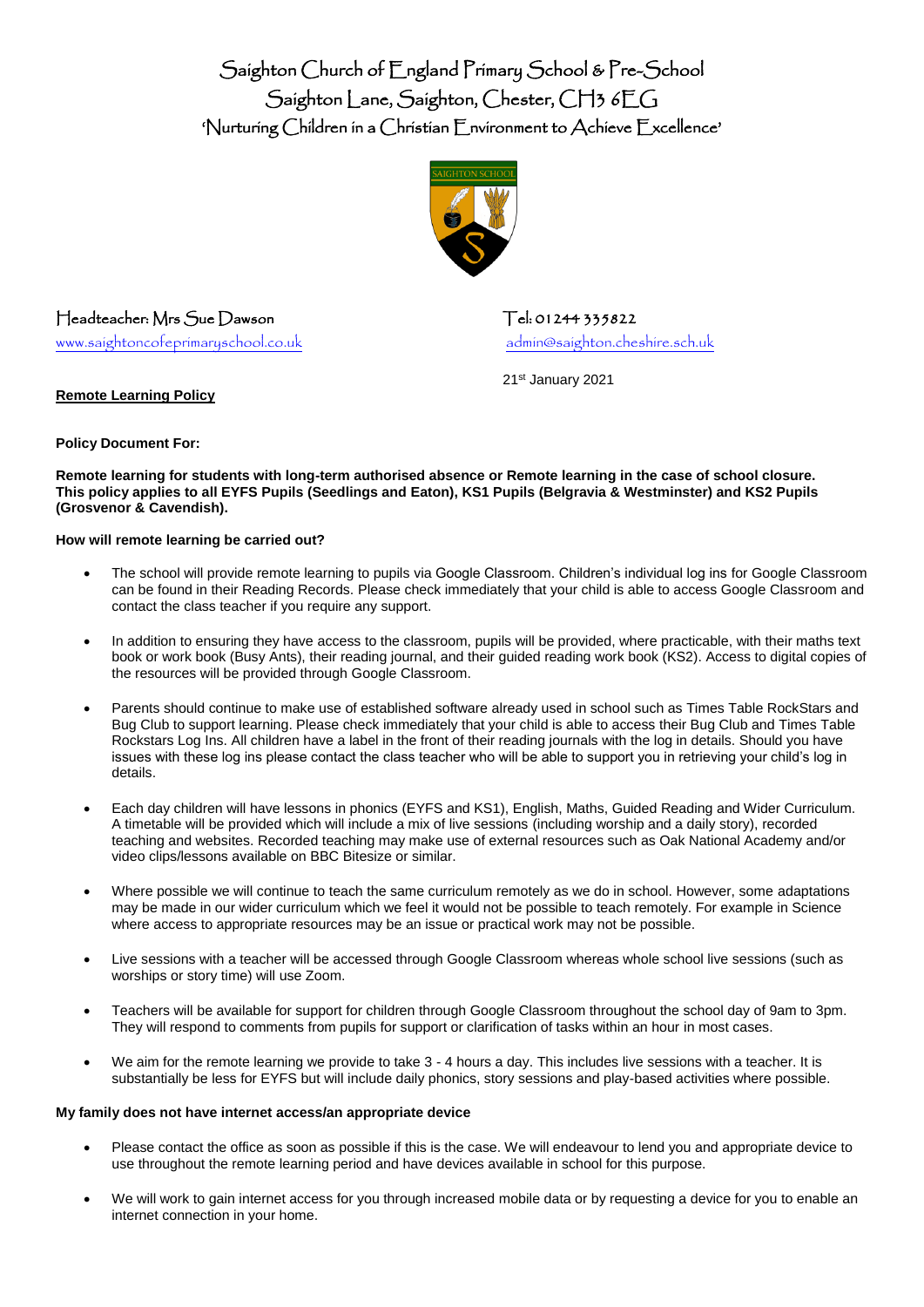# Saighton Church of England Primary School & Pre-School

Saighton Lane, Saighton, Chester, CH3 6EG

'Nurturing Children in a Christian Environment to Achieve Excellence'

Headteacher: Mrs Sue Dawson    Tel: 01244 335822

www.saightoncofeprimaryschool.co.uk    admin@saighton.cheshire.sch.uk

21st January 2021

**Remote Learning Policy**

**Policy Document For:**

**Remote learning for students with long-term authorised absence or Remote learning in the case of school closure. This policy applies to all EYFS Pupils (Seedlings and Eaton), KS1 Pupils (Belgravia & Westminster) and KS2 Pupils (Grosvenor & Cavendish).**

**How will remote learning be carried out?**

- The school will provide remote learning to pupils via Google Classroom. Children's individual log ins for Google Classroom can be found in their Reading Records. Please check immediately that your child is able to access Google Classroom and contact the class teacher if you require any support.
- In addition to ensuring they have access to the classroom, pupils will be provided, where practicable, with their maths text book or work book (Busy Ants), their reading journal, and their guided reading work book (KS2). Access to digital copies of the resources will be provided through Google Classroom.
- Parents should continue to make use of established software already used in school such as Times Table RockStars and Bug Club to support learning. Please check immediately that your child is able to access their Bug Club and Times Table Rockstars Log Ins. All children have a label in the front of their reading journals with the log in details. Should you have issues with these log ins please contact the class teacher who will be able to support you in retrieving your child's log in details.
- Each day children will have lessons in phonics (EYFS and KS1), English, Maths, Guided Reading and Wider Curriculum. A timetable will be provided which will include a mix of live sessions (including worship and a daily story), recorded teaching and websites. Recorded teaching may make use of external resources such as Oak National Academy and/or video clips/lessons available on BBC Bitesize or similar.
- Where possible we will continue to teach the same curriculum remotely as we do in school. However, some adaptations may be made in our wider curriculum which we feel it would not be possible to teach remotely. For example in Science where access to appropriate resources may be an issue or practical work may not be possible.
- Live sessions with a teacher will be accessed through Google Classroom whereas whole school live sessions (such as worships or story time) will use Zoom.
- Teachers will be available for support for children through Google Classroom throughout the school day of 9am to 3pm. They will respond to comments from pupils for support or clarification of tasks within an hour in most cases.
- We aim for the remote learning we provide to take 3 - 4 hours a day. This includes live sessions with a teacher. It is substantially be less for EYFS but will include daily phonics, story sessions and play-based activities where possible.

**My family does not have internet access/an appropriate device**

- Please contact the office as soon as possible if this is the case. We will endeavour to lend you and appropriate device to use throughout the remote learning period and have devices available in school for this purpose.
- We will work to gain internet access for you through increased mobile data or by requesting a device for you to enable an internet connection in your home.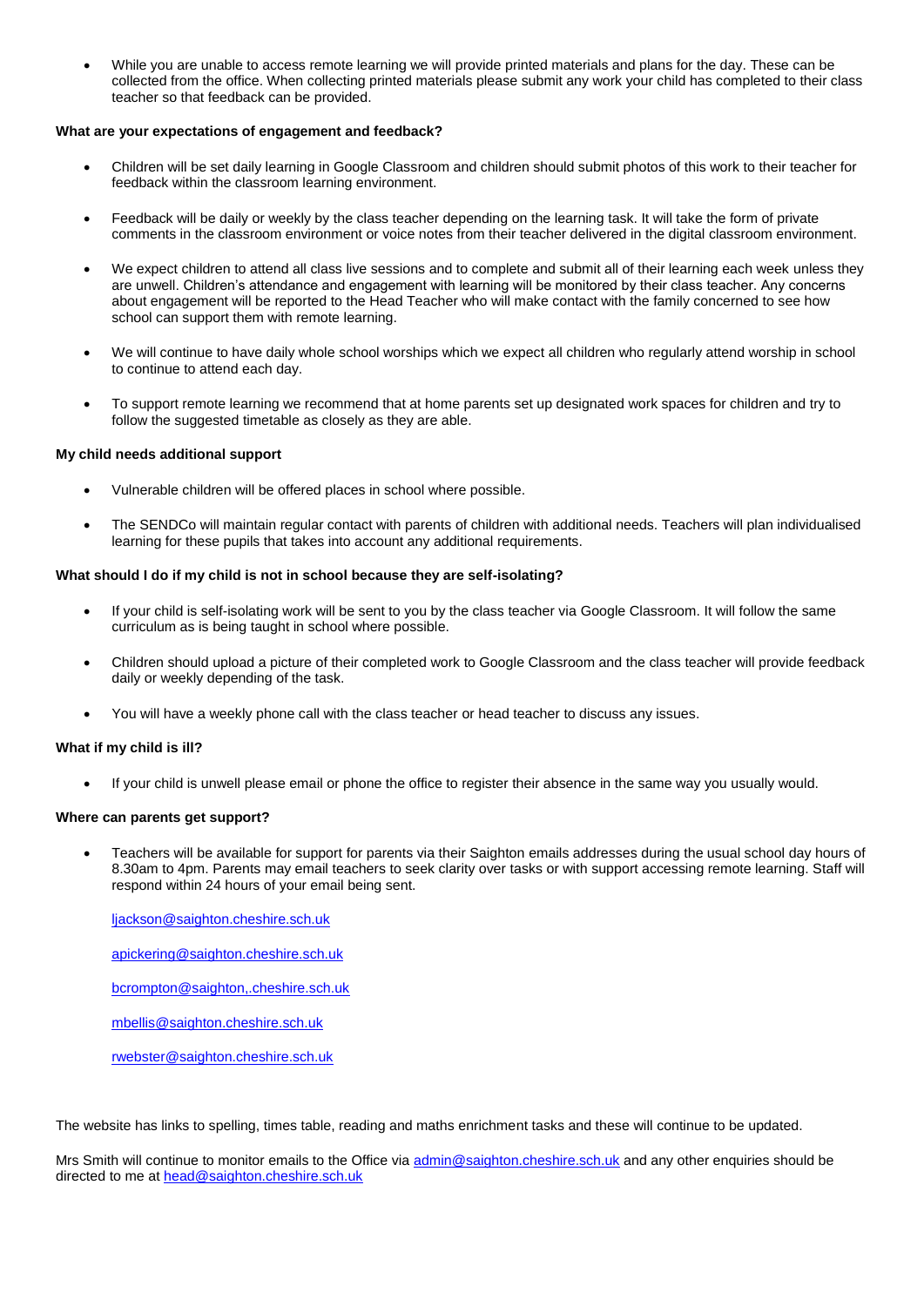- While you are unable to access remote learning we will provide printed materials and plans for the day. These can be collected from the office. When collecting printed materials please submit any work your child has completed to their class teacher so that feedback can be provided.

**What are your expectations of engagement and feedback?**

- Children will be set daily learning in Google Classroom and children should submit photos of this work to their teacher for feedback within the classroom learning environment.
- Feedback will be daily or weekly by the class teacher depending on the learning task. It will take the form of private comments in the classroom environment or voice notes from their teacher delivered in the digital classroom environment.
- We expect children to attend all class live sessions and to complete and submit all of their learning each week unless they are unwell. Children's attendance and engagement with learning will be monitored by their class teacher. Any concerns about engagement will be reported to the Head Teacher who will make contact with the family concerned to see how school can support them with remote learning.
- We will continue to have daily whole school worships which we expect all children who regularly attend worship in school to continue to attend each day.
- To support remote learning we recommend that at home parents set up designated work spaces for children and try to follow the suggested timetable as closely as they are able.

**My child needs additional support**

- Vulnerable children will be offered places in school where possible.
- The SENDCo will maintain regular contact with parents of children with additional needs. Teachers will plan individualised learning for these pupils that takes into account any additional requirements.

**What should I do if my child is not in school because they are self-isolating?**

- If your child is self-isolating work will be sent to you by the class teacher via Google Classroom. It will follow the same curriculum as is being taught in school where possible.
- Children should upload a picture of their completed work to Google Classroom and the class teacher will provide feedback daily or weekly depending of the task.
- You will have a weekly phone call with the class teacher or head teacher to discuss any issues.

**What if my child is ill?**

- If your child is unwell please email or phone the office to register their absence in the same way you usually would.

**Where can parents get support?**

- Teachers will be available for support for parents via their Saighton emails addresses during the usual school day hours of 8.30am to 4pm. Parents may email teachers to seek clarity over tasks or with support accessing remote learning. Staff will respond within 24 hours of your email being sent.

  ljackson@saighton.cheshire.sch.uk

  apickering@saighton.cheshire.sch.uk

  bcrompton@saighton,.cheshire.sch.uk

  mbellis@saighton.cheshire.sch.uk

  rwebster@saighton.cheshire.sch.uk

The website has links to spelling, times table, reading and maths enrichment tasks and these will continue to be updated.

Mrs Smith will continue to monitor emails to the Office via admin@saighton.cheshire.sch.uk and any other enquiries should be directed to me at head@saighton.cheshire.sch.uk